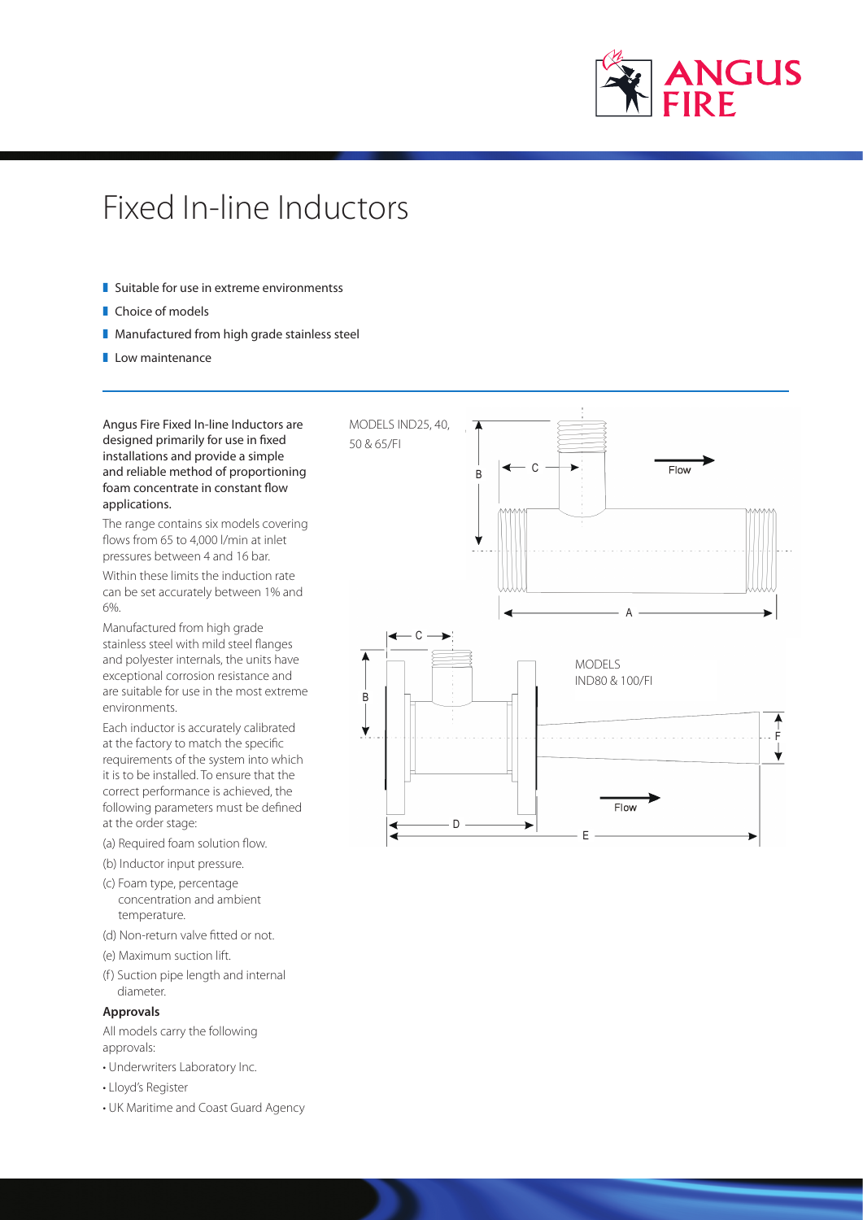# Fixed In-line Inductors

- Suitable for use in extreme environmentss
- Choice of models
- Manufactured from high grade stainless steel
- Low maintenance

**Angus Fire Fixed In-line Inductors are designed primarily for use in fixed installations and provide a simple and reliable method of proportioning foam concentrate in constant flow applications.**

The range contains six models covering flows from 65 to 4,000 l/min at inlet pressures between 4 and 16 bar.

Within these limits the induction rate can be set accurately between 1% and 6%.

Manufactured from high grade stainless steel with mild steel flanges and polyester internals, the units have exceptional corrosion resistance and are suitable for use in the most extreme environments.

Each inductor is accurately calibrated at the factory to match the specific requirements of the system into which it is to be installed. To ensure that the correct performance is achieved, the following parameters must be defined at the order stage:

(a) Required foam solution flow.

(b) Inductor input pressure.

(c) Foam type, percentage concentration and ambient temperature.

(d) Non-return valve fitted or not.

(e) Maximum suction lift.

(f) Suction pipe length and internal diameter.

**Approvals**

All models carry the following approvals:

- Underwriters Laboratory Inc.
- Lloyd's Register
- UK Maritime and Coast Guard Agency

MODELS IND25, 40, 50 & 65/FI

MODELS IND80 & 100/FI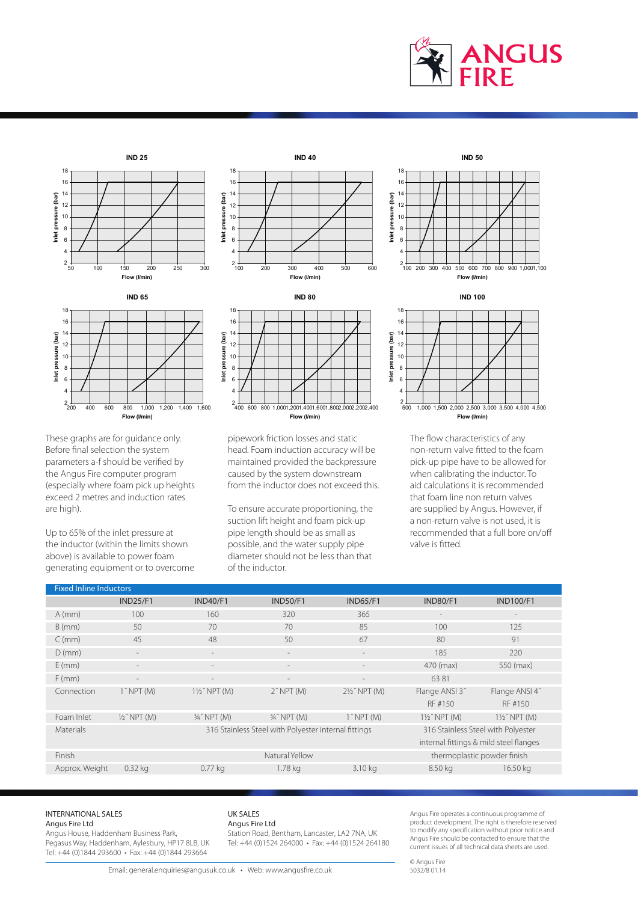**IND 25**

Inlet pressure (bar)

18
16
14
12
10
8
6
4
2

50 100 150 200 250 300

Flow (l/min)

**IND 40**

Inlet pressure (bar)

18
16
14
12
10
8
6
4
2

100 200 300 400 500 600

Flow (l/min)

**IND 50**

Inlet pressure (bar)

18
16
14
12
10
8
6
4
2

100 200 300 400 500 600 700 800 900 1,000 1,100

Flow (l/min)

**IND 65**

Inlet pressure (bar)

18
16
14
12
10
8
6
4
2

200 400 600 800 1,000 1,200 1,400 1,600

Flow (l/min)

**IND 80**

Inlet pressure (bar)

18
16
14
12
10
8
6
4
2

400 600 800 1,000 1,200 1,400 1,600 1,800 2,000 2,200 2,400

Flow (l/min)

**IND 100**

Inlet pressure (bar)

18
16
14
12
10
8
6
4
2

500 1,000 1,500 2,000 2,500 3,000 3,500 4,000 4,500

Flow (l/min)

These graphs are for guidance only. Before final selection the system parameters a-f should be verified by the Angus Fire computer program (especially where foam pick up heights exceed 2 metres and induction rates are high).

Up to 65% of the inlet pressure at the inductor (within the limits shown above) is available to power foam generating equipment or to overcome pipework friction losses and static head. Foam induction accuracy will be maintained provided the backpressure caused by the system downstream from the inductor does not exceed this.

To ensure accurate proportioning, the suction lift height and foam pick-up pipe length should be as small as possible, and the water supply pipe diameter should not be less than that of the inductor.

The flow characteristics of any non-return valve fitted to the foam pick-up pipe have to be allowed for when calibrating the inductor. To aid calculations it is recommended that foam line non return valves are supplied by Angus. However, if a non-return valve is not used, it is recommended that a full bore on/off valve is fitted.

**Fixed Inline Inductors**

| | IND25/F1 | IND40/F1 | IND50/F1 | IND65/F1 | IND80/F1 | IND100/F1 |
|---|---|---|---|---|---|---|
| A (mm) | 100 | 160 | 320 | 365 | - | - |
| B (mm) | 50 | 70 | 70 | 85 | 100 | 125 |
| C (mm) | 45 | 48 | 50 | 67 | 80 | 91 |
| D (mm) | - | - | - | - | 185 | 220 |
| E (mm) | - | - | - | - | 470 (max) | 550 (max) |
| F (mm) | - | - | - | - | 63 81 | |
| Connection | 1˝ NPT (M) | 1½˝ NPT (M) | 2˝ NPT (M) | 2½˝ NPT (M) | Flange ANSI 3˝ RF #150 | Flange ANSI 4˝ RF #150 |
| Foam Inlet | ½˝ NPT (M) | ¾˝ NPT (M) | ¾˝ NPT (M) | 1˝ NPT (M) | 1½˝ NPT (M) | 1½˝ NPT (M) |
| Materials | 316 Stainless Steel with Polyester internal fittings | | | | 316 Stainless Steel with Polyester internal fittings & mild steel flanges | |
| Finish | Natural Yellow | | | | thermoplastic powder finish | |
| Approx. Weight | 0.32 kg | 0.77 kg | 1.78 kg | 3.10 kg | 8.50 kg | 16.50 kg |

INTERNATIONAL SALES
Angus Fire Ltd
Angus House, Haddenham Business Park,
Pegasus Way, Haddenham, Aylesbury, HP17 8LB, UK
Tel: +44 (0)1844 293600 • Fax: +44 (0)1844 293664

UK SALES
Angus Fire Ltd
Station Road, Bentham, Lancaster, LA2 7NA, UK
Tel: +44 (0)1524 264000 • Fax: +44 (0)1524 264180

Angus Fire operates a continuous programme of product development. The right is therefore reserved to modify any specification without prior notice and Angus Fire should be contacted to ensure that the current issues of all technical data sheets are used.

Email: general.enquiries@angusuk.co.uk • Web: www.angusfire.co.uk

© Angus Fire
5032/8 01.14